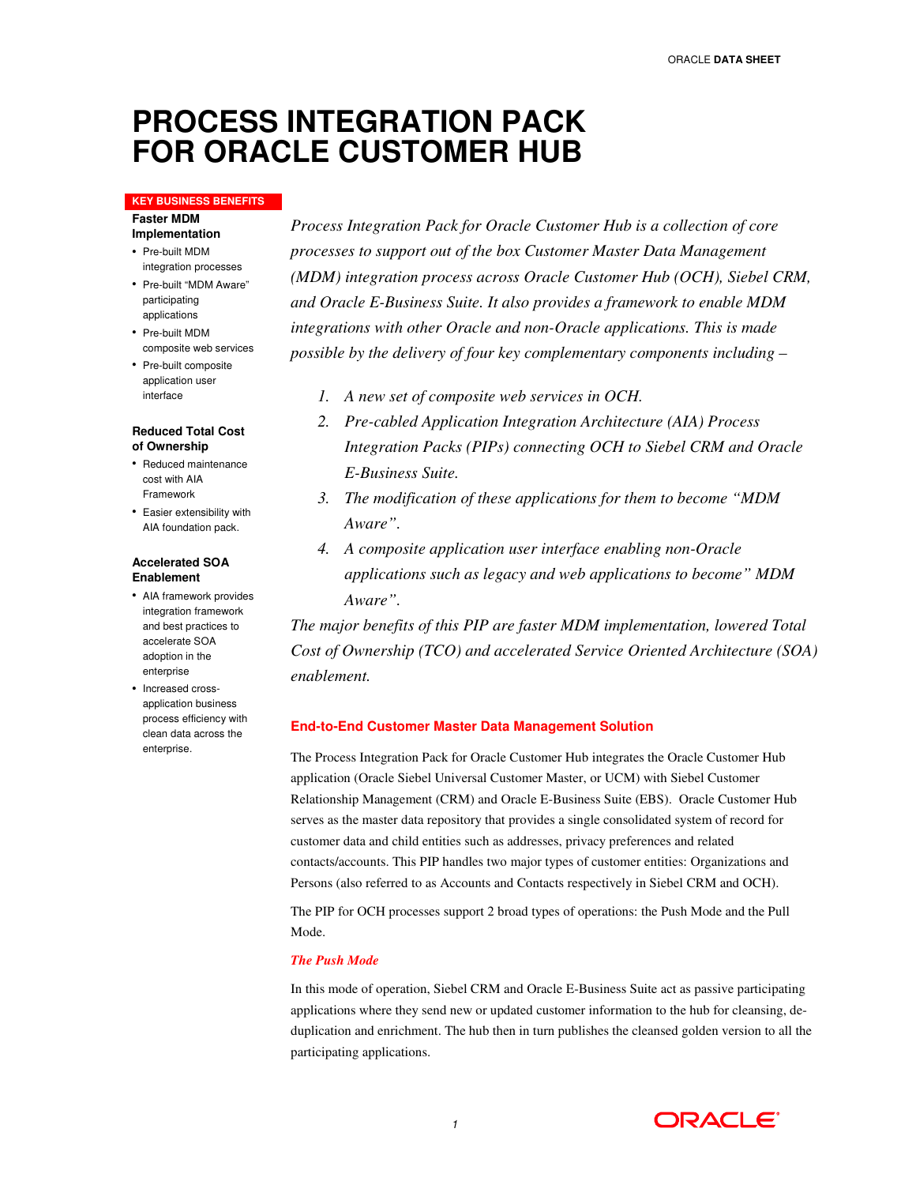# PROCESS INTEGRATION PACK FOR ORACLE CUSTOMER HUB

**KEY BUSINESS BENEFITS**

**Faster MDM Implementation**

- Pre-built MDM integration processes
- Pre-built "MDM Aware" participating applications
- Pre-built MDM composite web services
- Pre-built composite application user interface

**Reduced Total Cost of Ownership**

- Reduced maintenance cost with AIA Framework
- Easier extensibility with AIA foundation pack.

**Accelerated SOA Enablement**

- AIA framework provides integration framework and best practices to accelerate SOA adoption in the enterprise
- Increased cross-application business process efficiency with clean data across the enterprise.

*Process Integration Pack for Oracle Customer Hub is a collection of core processes to support out of the box Customer Master Data Management (MDM) integration process across Oracle Customer Hub (OCH), Siebel CRM, and Oracle E-Business Suite. It also provides a framework to enable MDM integrations with other Oracle and non-Oracle applications. This is made possible by the delivery of four key complementary components including –*

1. *A new set of composite web services in OCH.*
2. *Pre-cabled Application Integration Architecture (AIA) Process Integration Packs (PIPs) connecting OCH to Siebel CRM and Oracle E-Business Suite.*
3. *The modification of these applications for them to become "MDM Aware".*
4. *A composite application user interface enabling non-Oracle applications such as legacy and web applications to become" MDM Aware".*

*The major benefits of this PIP are faster MDM implementation, lowered Total Cost of Ownership (TCO) and accelerated Service Oriented Architecture (SOA) enablement.*

## End-to-End Customer Master Data Management Solution

The Process Integration Pack for Oracle Customer Hub integrates the Oracle Customer Hub application (Oracle Siebel Universal Customer Master, or UCM) with Siebel Customer Relationship Management (CRM) and Oracle E-Business Suite (EBS). Oracle Customer Hub serves as the master data repository that provides a single consolidated system of record for customer data and child entities such as addresses, privacy preferences and related contacts/accounts. This PIP handles two major types of customer entities: Organizations and Persons (also referred to as Accounts and Contacts respectively in Siebel CRM and OCH).

The PIP for OCH processes support 2 broad types of operations: the Push Mode and the Pull Mode.

### *The Push Mode*

In this mode of operation, Siebel CRM and Oracle E-Business Suite act as passive participating applications where they send new or updated customer information to the hub for cleansing, de-duplication and enrichment. The hub then in turn publishes the cleansed golden version to all the participating applications.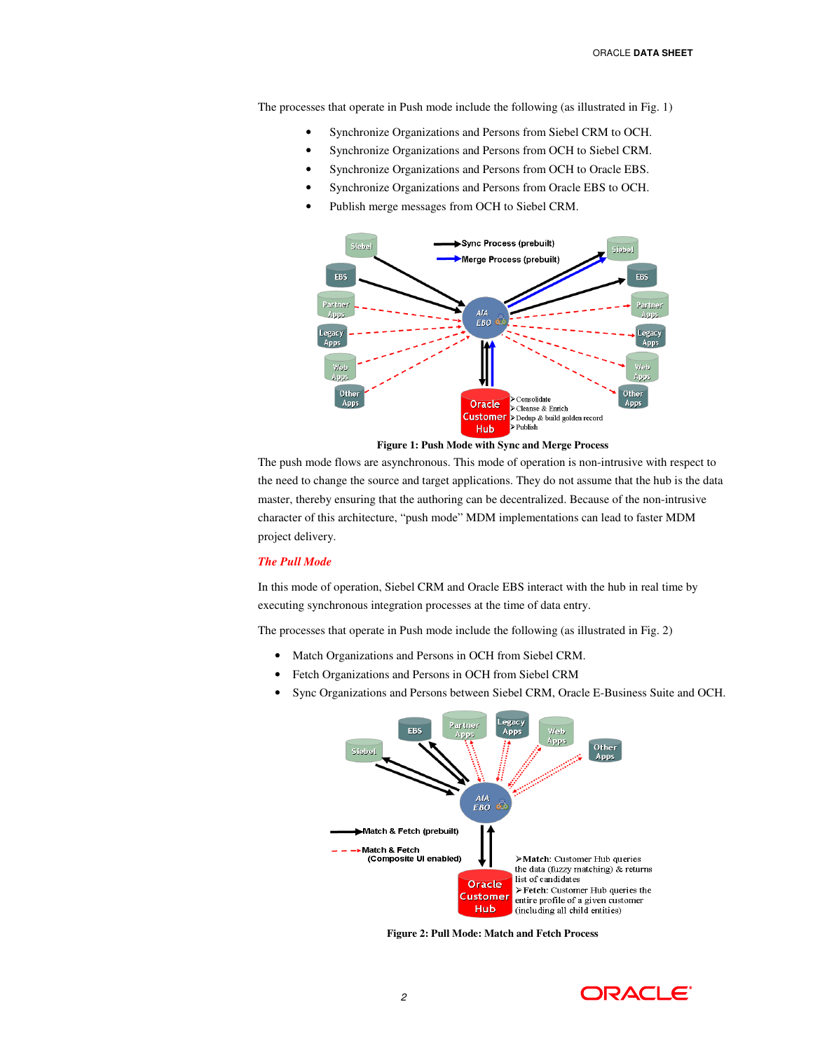The processes that operate in Push mode include the following (as illustrated in Fig. 1)

- Synchronize Organizations and Persons from Siebel CRM to OCH.
- Synchronize Organizations and Persons from OCH to Siebel CRM.
- Synchronize Organizations and Persons from OCH to Oracle EBS.
- Synchronize Organizations and Persons from Oracle EBS to OCH.
- Publish merge messages from OCH to Siebel CRM.

**Figure 1: Push Mode with Sync and Merge Process**

The push mode flows are asynchronous. This mode of operation is non-intrusive with respect to the need to change the source and target applications. They do not assume that the hub is the data master, thereby ensuring that the authoring can be decentralized. Because of the non-intrusive character of this architecture, "push mode" MDM implementations can lead to faster MDM project delivery.

### *The Pull Mode*

In this mode of operation, Siebel CRM and Oracle EBS interact with the hub in real time by executing synchronous integration processes at the time of data entry.

The processes that operate in Push mode include the following (as illustrated in Fig. 2)

- Match Organizations and Persons in OCH from Siebel CRM.
- Fetch Organizations and Persons in OCH from Siebel CRM
- Sync Organizations and Persons between Siebel CRM, Oracle E-Business Suite and OCH.

**Figure 2: Pull Mode: Match and Fetch Process**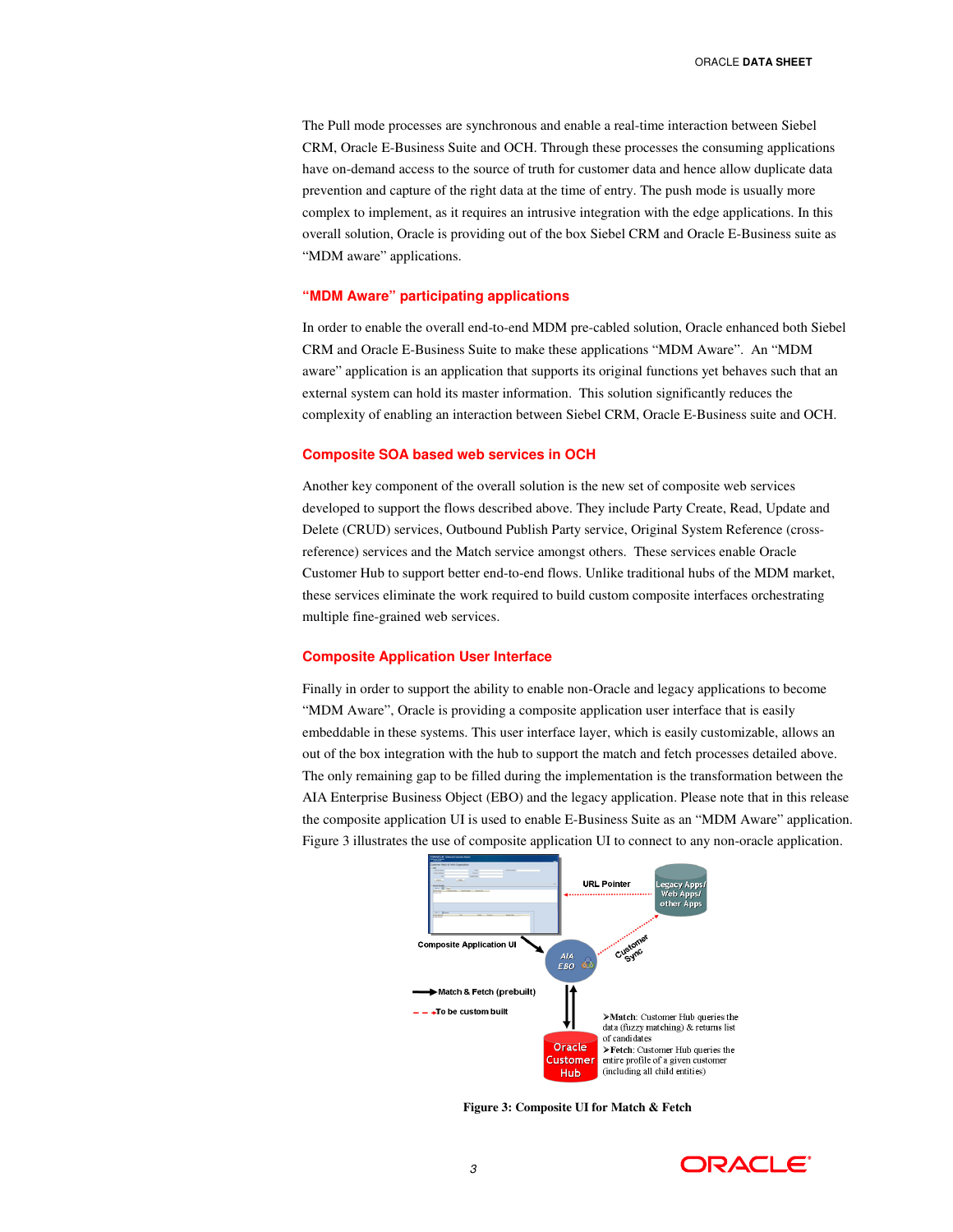The Pull mode processes are synchronous and enable a real-time interaction between Siebel CRM, Oracle E-Business Suite and OCH. Through these processes the consuming applications have on-demand access to the source of truth for customer data and hence allow duplicate data prevention and capture of the right data at the time of entry. The push mode is usually more complex to implement, as it requires an intrusive integration with the edge applications. In this overall solution, Oracle is providing out of the box Siebel CRM and Oracle E-Business suite as "MDM aware" applications.

### "MDM Aware" participating applications

In order to enable the overall end-to-end MDM pre-cabled solution, Oracle enhanced both Siebel CRM and Oracle E-Business Suite to make these applications "MDM Aware". An "MDM aware" application is an application that supports its original functions yet behaves such that an external system can hold its master information. This solution significantly reduces the complexity of enabling an interaction between Siebel CRM, Oracle E-Business suite and OCH.

### Composite SOA based web services in OCH

Another key component of the overall solution is the new set of composite web services developed to support the flows described above. They include Party Create, Read, Update and Delete (CRUD) services, Outbound Publish Party service, Original System Reference (cross-reference) services and the Match service amongst others. These services enable Oracle Customer Hub to support better end-to-end flows. Unlike traditional hubs of the MDM market, these services eliminate the work required to build custom composite interfaces orchestrating multiple fine-grained web services.

### Composite Application User Interface

Finally in order to support the ability to enable non-Oracle and legacy applications to become "MDM Aware", Oracle is providing a composite application user interface that is easily embeddable in these systems. This user interface layer, which is easily customizable, allows an out of the box integration with the hub to support the match and fetch processes detailed above. The only remaining gap to be filled during the implementation is the transformation between the AIA Enterprise Business Object (EBO) and the legacy application. Please note that in this release the composite application UI is used to enable E-Business Suite as an "MDM Aware" application. Figure 3 illustrates the use of composite application UI to connect to any non-oracle application.

**Figure 3: Composite UI for Match & Fetch**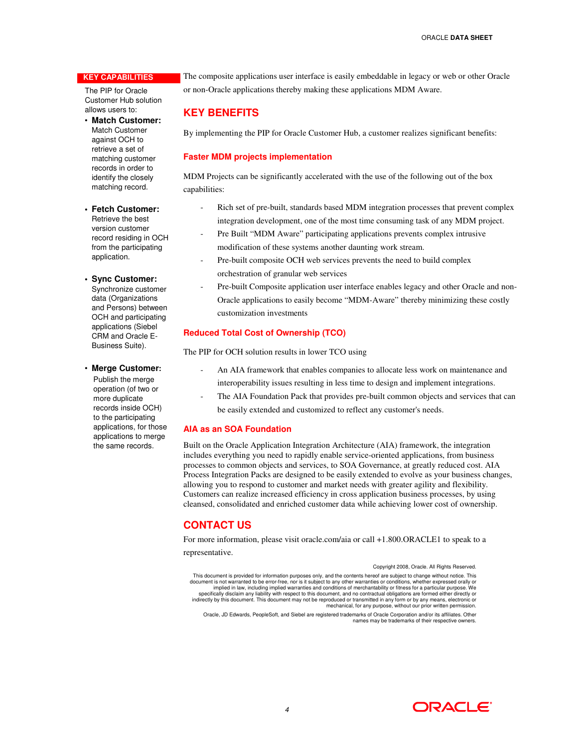## KEY CAPABILITIES

The PIP for Oracle Customer Hub solution allows users to:

- **Match Customer:** Match Customer against OCH to retrieve a set of matching customer records in order to identify the closely matching record.
- **Fetch Customer:** Retrieve the best version customer record residing in OCH from the participating application.
- **Sync Customer:** Synchronize customer data (Organizations and Persons) between OCH and participating applications (Siebel CRM and Oracle E-Business Suite).
- **Merge Customer:** Publish the merge operation (of two or more duplicate records inside OCH) to the participating applications, for those applications to merge the same records.

The composite applications user interface is easily embeddable in legacy or web or other Oracle or non-Oracle applications thereby making these applications MDM Aware.

## KEY BENEFITS

By implementing the PIP for Oracle Customer Hub, a customer realizes significant benefits:

### Faster MDM projects implementation

MDM Projects can be significantly accelerated with the use of the following out of the box capabilities:

- Rich set of pre-built, standards based MDM integration processes that prevent complex integration development, one of the most time consuming task of any MDM project.
- Pre Built "MDM Aware" participating applications prevents complex intrusive modification of these systems another daunting work stream.
- Pre-built composite OCH web services prevents the need to build complex orchestration of granular web services
- Pre-built Composite application user interface enables legacy and other Oracle and non-Oracle applications to easily become "MDM-Aware" thereby minimizing these costly customization investments

### Reduced Total Cost of Ownership (TCO)

The PIP for OCH solution results in lower TCO using

- An AIA framework that enables companies to allocate less work on maintenance and interoperability issues resulting in less time to design and implement integrations.
- The AIA Foundation Pack that provides pre-built common objects and services that can be easily extended and customized to reflect any customer's needs.

### AIA as an SOA Foundation

Built on the Oracle Application Integration Architecture (AIA) framework, the integration includes everything you need to rapidly enable service-oriented applications, from business processes to common objects and services, to SOA Governance, at greatly reduced cost. AIA Process Integration Packs are designed to be easily extended to evolve as your business changes, allowing you to respond to customer and market needs with greater agility and flexibility. Customers can realize increased efficiency in cross application business processes, by using cleansed, consolidated and enriched customer data while achieving lower cost of ownership.

## CONTACT US

For more information, please visit oracle.com/aia or call +1.800.ORACLE1 to speak to a representative.

Copyright 2008, Oracle. All Rights Reserved.

This document is provided for information purposes only, and the contents hereof are subject to change without notice. This document is not warranted to be error-free, nor is it subject to any other warranties or conditions, whether expressed orally or implied in law, including implied warranties and conditions of merchantability or fitness for a particular purpose. We specifically disclaim any liability with respect to this document, and no contractual obligations are formed either directly or indirectly by this document. This document may not be reproduced or transmitted in any form or by any means, electronic or mechanical, for any purpose, without our prior written permission.

Oracle, JD Edwards, PeopleSoft, and Siebel are registered trademarks of Oracle Corporation and/or its affiliates. Other names may be trademarks of their respective owners.